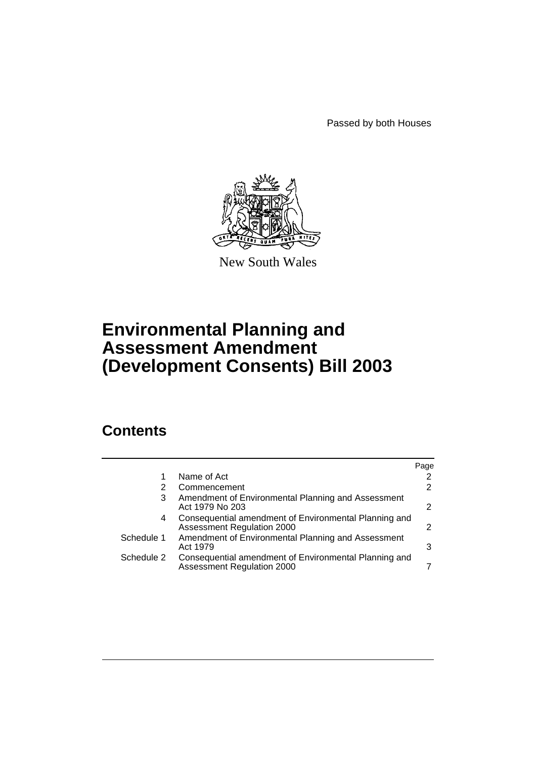Passed by both Houses

New South Wales

# Environmental Planning and Assessment Amendment (Development Consents) Bill 2003

## Contents

| | | Page |
|---|---|---|
| 1 | Name of Act | 2 |
| 2 | Commencement | 2 |
| 3 | Amendment of Environmental Planning and Assessment Act 1979 No 203 | 2 |
| 4 | Consequential amendment of Environmental Planning and Assessment Regulation 2000 | 2 |
| Schedule 1 | Amendment of Environmental Planning and Assessment Act 1979 | 3 |
| Schedule 2 | Consequential amendment of Environmental Planning and Assessment Regulation 2000 | 7 |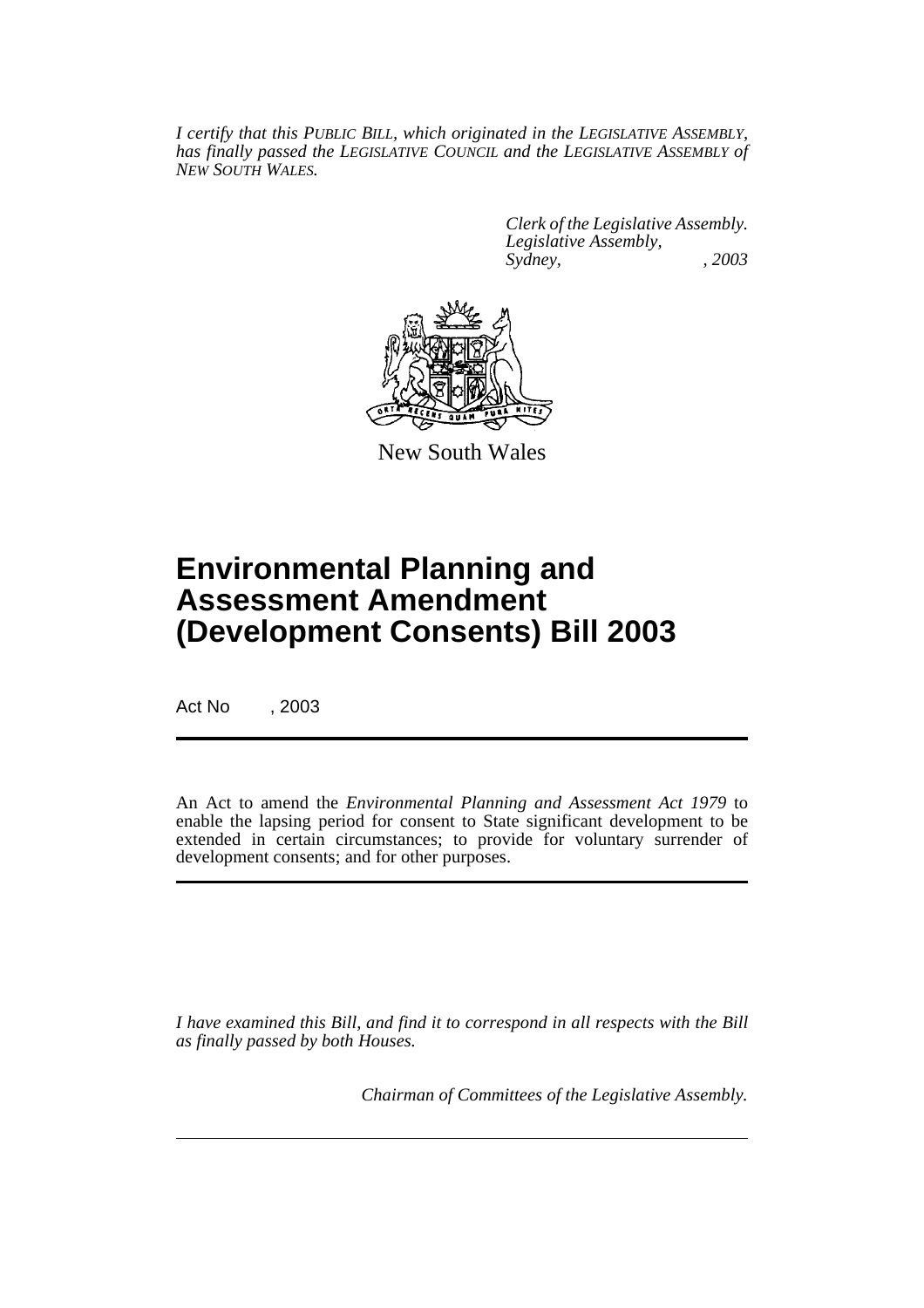*I certify that this PUBLIC BILL, which originated in the LEGISLATIVE ASSEMBLY, has finally passed the LEGISLATIVE COUNCIL and the LEGISLATIVE ASSEMBLY of NEW SOUTH WALES.*

*Clerk of the Legislative Assembly.*
*Legislative Assembly,*
*Sydney, , 2003*

New South Wales

# Environmental Planning and Assessment Amendment (Development Consents) Bill 2003

Act No , 2003

An Act to amend the *Environmental Planning and Assessment Act 1979* to enable the lapsing period for consent to State significant development to be extended in certain circumstances; to provide for voluntary surrender of development consents; and for other purposes.

*I have examined this Bill, and find it to correspond in all respects with the Bill as finally passed by both Houses.*

*Chairman of Committees of the Legislative Assembly.*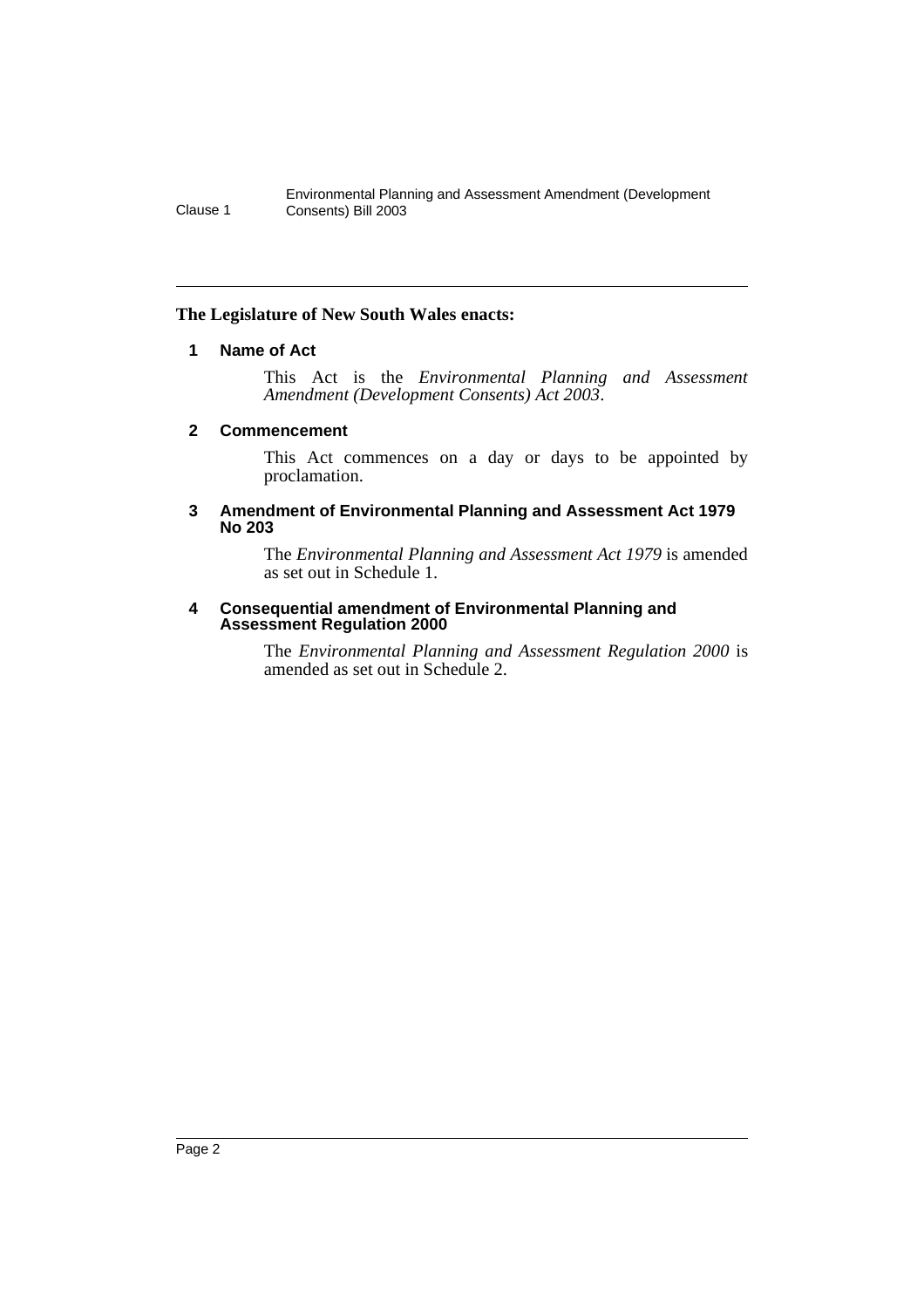**The Legislature of New South Wales enacts:**

## 1 Name of Act

This Act is the *Environmental Planning and Assessment Amendment (Development Consents) Act 2003*.

## 2 Commencement

This Act commences on a day or days to be appointed by proclamation.

## 3 Amendment of Environmental Planning and Assessment Act 1979 No 203

The *Environmental Planning and Assessment Act 1979* is amended as set out in Schedule 1.

## 4 Consequential amendment of Environmental Planning and Assessment Regulation 2000

The *Environmental Planning and Assessment Regulation 2000* is amended as set out in Schedule 2.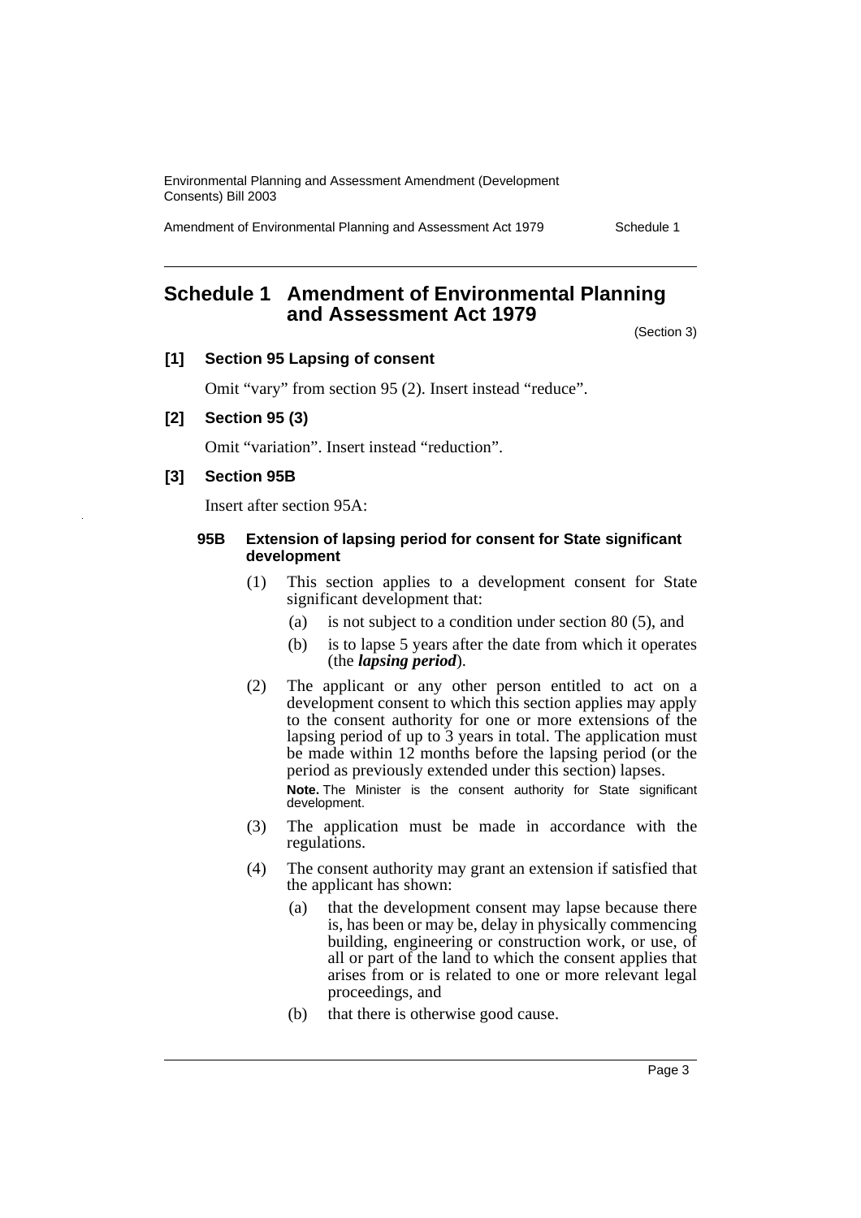# Schedule 1 Amendment of Environmental Planning and Assessment Act 1979

(Section 3)

## [1] Section 95 Lapsing of consent

Omit "vary" from section 95 (2). Insert instead "reduce".

## [2] Section 95 (3)

Omit "variation". Insert instead "reduction".

## [3] Section 95B

Insert after section 95A:

### 95B Extension of lapsing period for consent for State significant development

(1) This section applies to a development consent for State significant development that:

- (a) is not subject to a condition under section 80 (5), and
- (b) is to lapse 5 years after the date from which it operates (the ***lapsing period***).

(2) The applicant or any other person entitled to act on a development consent to which this section applies may apply to the consent authority for one or more extensions of the lapsing period of up to 3 years in total. The application must be made within 12 months before the lapsing period (or the period as previously extended under this section) lapses.

**Note.** The Minister is the consent authority for State significant development.

(3) The application must be made in accordance with the regulations.

(4) The consent authority may grant an extension if satisfied that the applicant has shown:

- (a) that the development consent may lapse because there is, has been or may be, delay in physically commencing building, engineering or construction work, or use, of all or part of the land to which the consent applies that arises from or is related to one or more relevant legal proceedings, and
- (b) that there is otherwise good cause.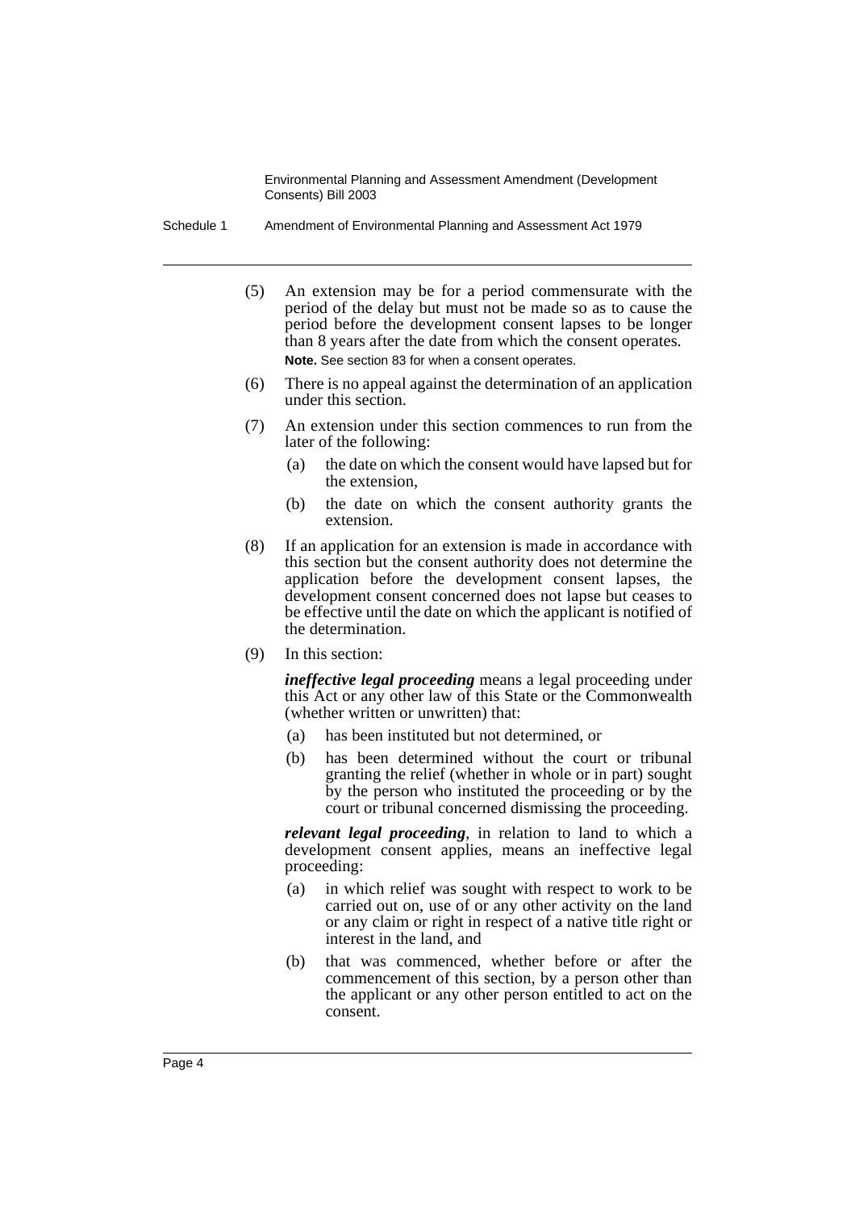(5) An extension may be for a period commensurate with the period of the delay but must not be made so as to cause the period before the development consent lapses to be longer than 8 years after the date from which the consent operates.

**Note.** See section 83 for when a consent operates.

(6) There is no appeal against the determination of an application under this section.

(7) An extension under this section commences to run from the later of the following:

- (a) the date on which the consent would have lapsed but for the extension,
- (b) the date on which the consent authority grants the extension.

(8) If an application for an extension is made in accordance with this section but the consent authority does not determine the application before the development consent lapses, the development consent concerned does not lapse but ceases to be effective until the date on which the applicant is notified of the determination.

(9) In this section:

***ineffective legal proceeding*** means a legal proceeding under this Act or any other law of this State or the Commonwealth (whether written or unwritten) that:

- (a) has been instituted but not determined, or
- (b) has been determined without the court or tribunal granting the relief (whether in whole or in part) sought by the person who instituted the proceeding or by the court or tribunal concerned dismissing the proceeding.

***relevant legal proceeding***, in relation to land to which a development consent applies, means an ineffective legal proceeding:

- (a) in which relief was sought with respect to work to be carried out on, use of or any other activity on the land or any claim or right in respect of a native title right or interest in the land, and
- (b) that was commenced, whether before or after the commencement of this section, by a person other than the applicant or any other person entitled to act on the consent.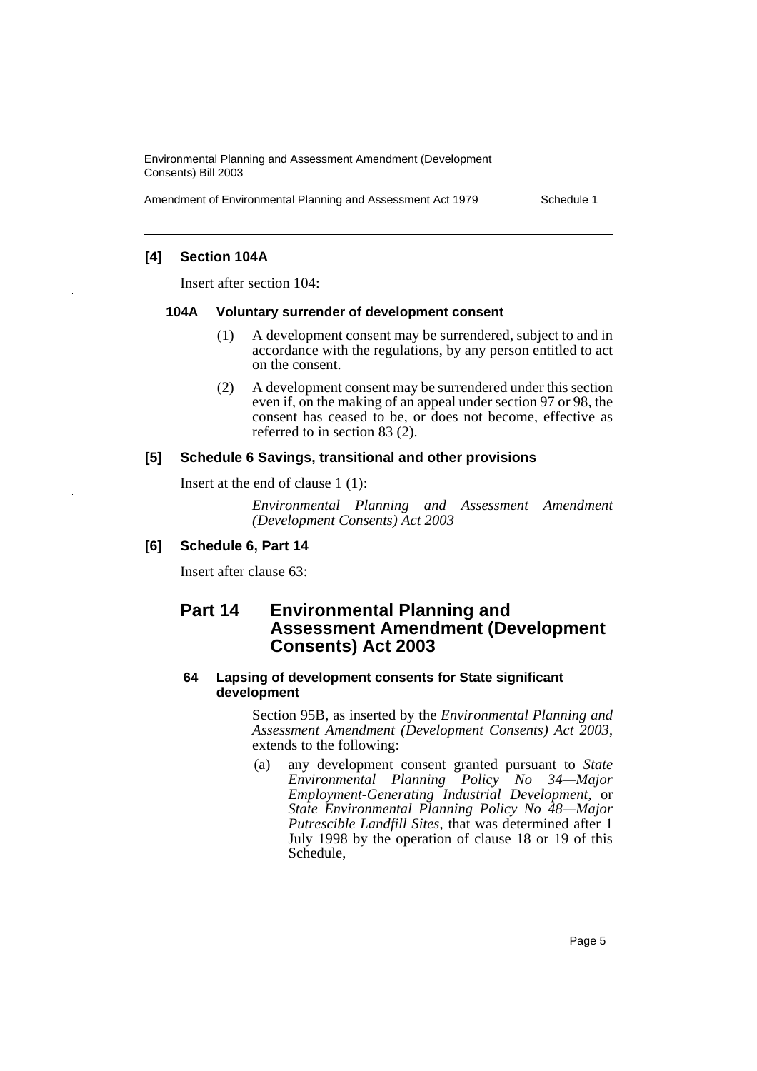**[4] Section 104A**

Insert after section 104:

**104A Voluntary surrender of development consent**

(1) A development consent may be surrendered, subject to and in accordance with the regulations, by any person entitled to act on the consent.

(2) A development consent may be surrendered under this section even if, on the making of an appeal under section 97 or 98, the consent has ceased to be, or does not become, effective as referred to in section 83 (2).

**[5] Schedule 6 Savings, transitional and other provisions**

Insert at the end of clause 1 (1):

*Environmental Planning and Assessment Amendment (Development Consents) Act 2003*

**[6] Schedule 6, Part 14**

Insert after clause 63:

## Part 14 Environmental Planning and Assessment Amendment (Development Consents) Act 2003

**64 Lapsing of development consents for State significant development**

Section 95B, as inserted by the *Environmental Planning and Assessment Amendment (Development Consents) Act 2003*, extends to the following:

(a) any development consent granted pursuant to *State Environmental Planning Policy No 34—Major Employment-Generating Industrial Development*, or *State Environmental Planning Policy No 48—Major Putrescible Landfill Sites*, that was determined after 1 July 1998 by the operation of clause 18 or 19 of this Schedule,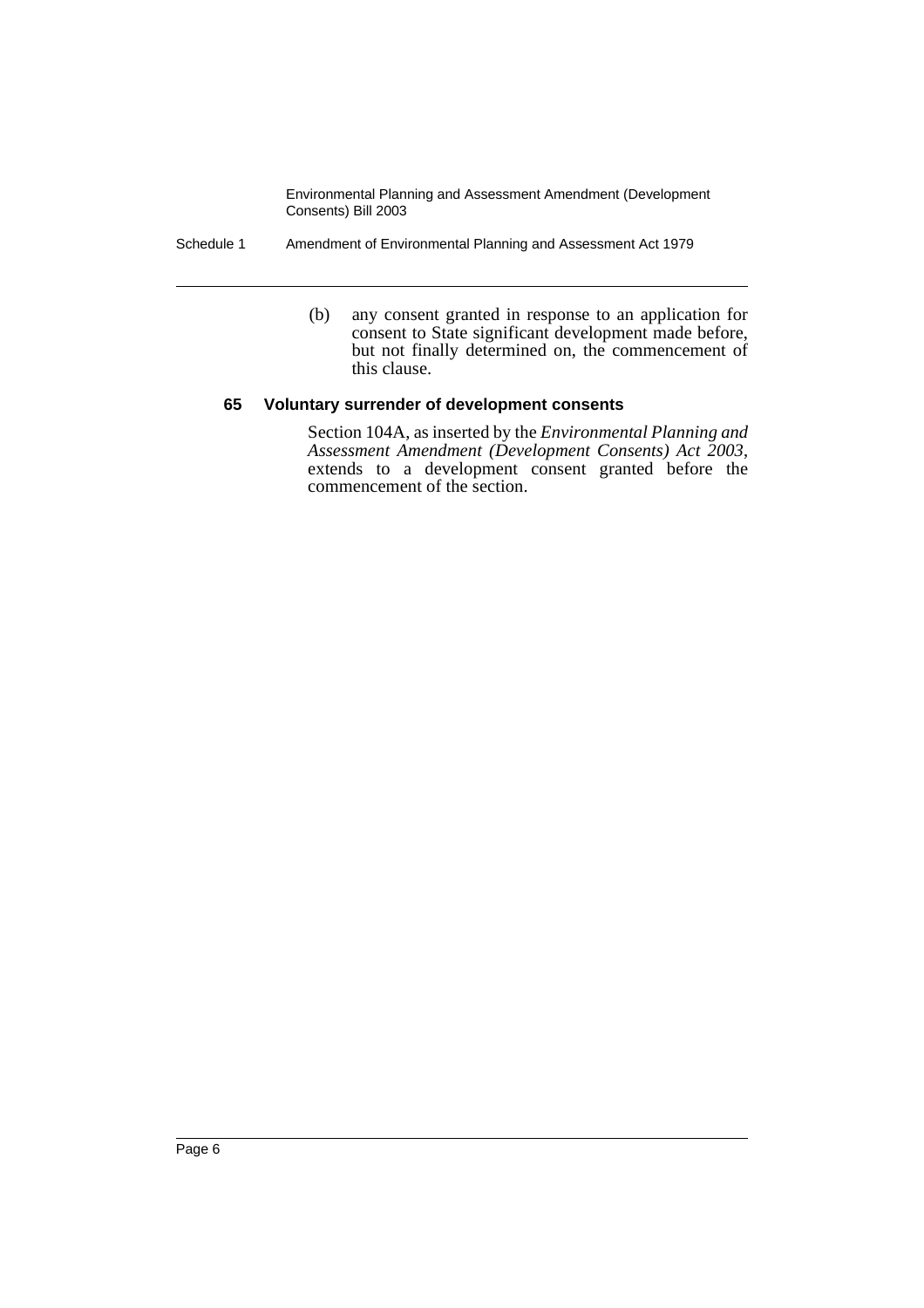(b) any consent granted in response to an application for consent to State significant development made before, but not finally determined on, the commencement of this clause.

### 65 Voluntary surrender of development consents

Section 104A, as inserted by the *Environmental Planning and Assessment Amendment (Development Consents) Act 2003*, extends to a development consent granted before the commencement of the section.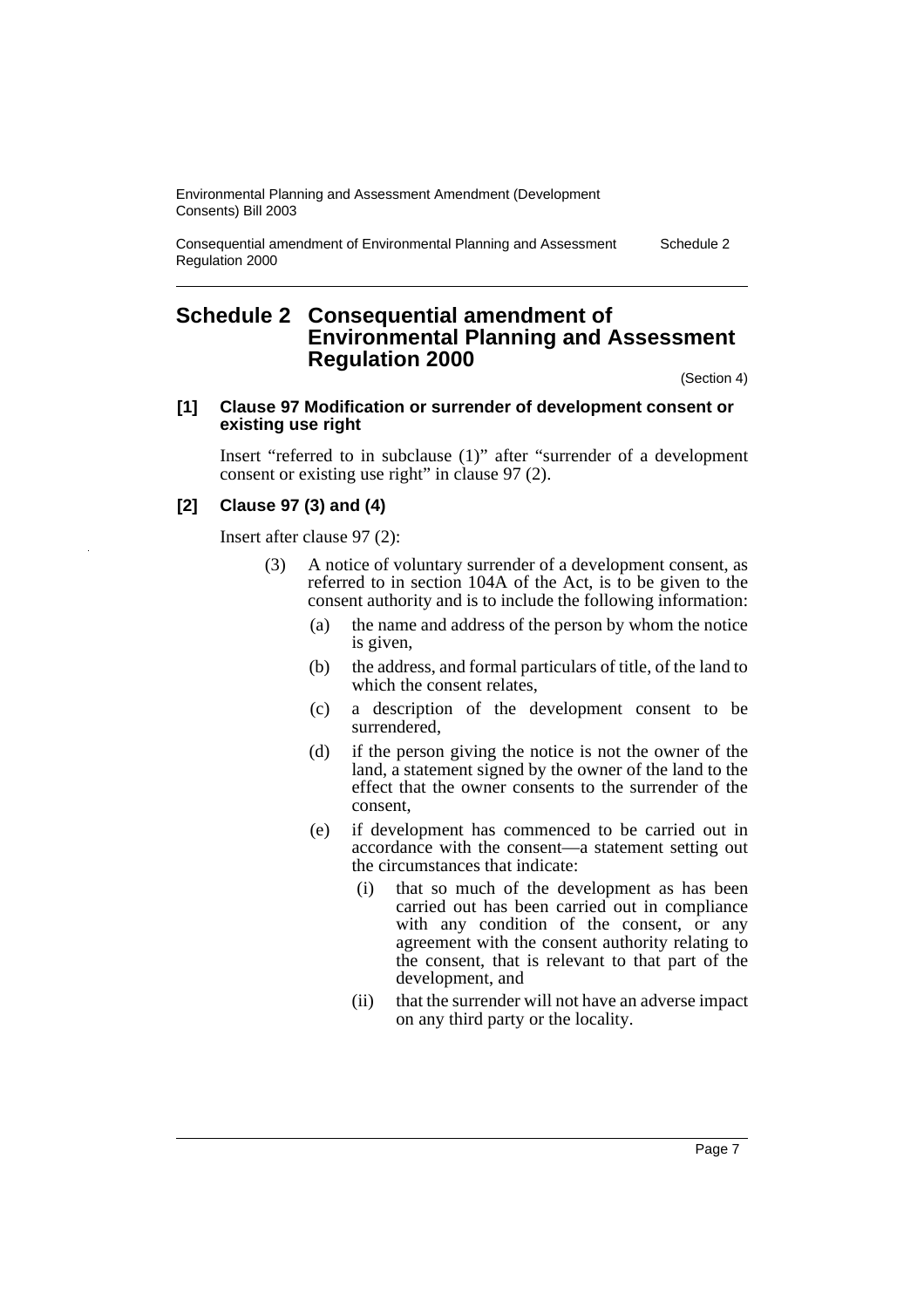# Schedule 2 Consequential amendment of Environmental Planning and Assessment Regulation 2000

(Section 4)

**[1] Clause 97 Modification or surrender of development consent or existing use right**

Insert "referred to in subclause (1)" after "surrender of a development consent or existing use right" in clause 97 (2).

**[2] Clause 97 (3) and (4)**

Insert after clause 97 (2):

(3) A notice of voluntary surrender of a development consent, as referred to in section 104A of the Act, is to be given to the consent authority and is to include the following information:

(a) the name and address of the person by whom the notice is given,

(b) the address, and formal particulars of title, of the land to which the consent relates,

(c) a description of the development consent to be surrendered,

(d) if the person giving the notice is not the owner of the land, a statement signed by the owner of the land to the effect that the owner consents to the surrender of the consent,

(e) if development has commenced to be carried out in accordance with the consent—a statement setting out the circumstances that indicate:

(i) that so much of the development as has been carried out has been carried out in compliance with any condition of the consent, or any agreement with the consent authority relating to the consent, that is relevant to that part of the development, and

(ii) that the surrender will not have an adverse impact on any third party or the locality.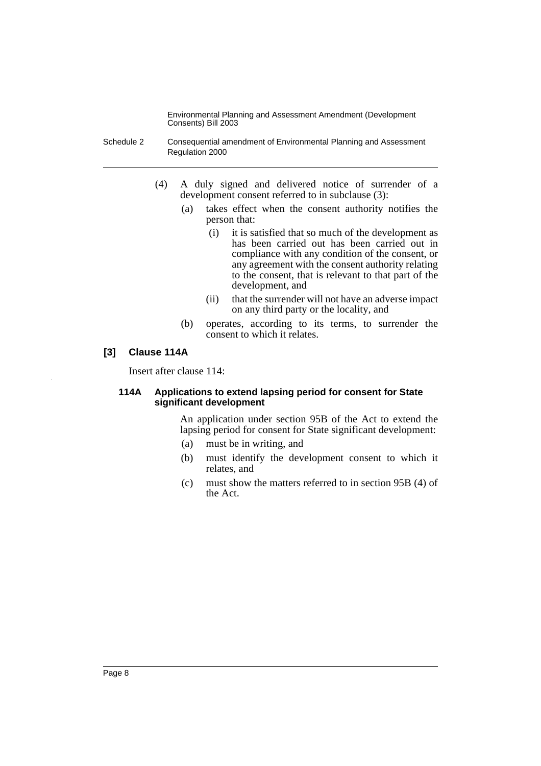(4) A duly signed and delivered notice of surrender of a development consent referred to in subclause (3):

(a) takes effect when the consent authority notifies the person that:

(i) it is satisfied that so much of the development as has been carried out has been carried out in compliance with any condition of the consent, or any agreement with the consent authority relating to the consent, that is relevant to that part of the development, and

(ii) that the surrender will not have an adverse impact on any third party or the locality, and

(b) operates, according to its terms, to surrender the consent to which it relates.

### [3] Clause 114A

Insert after clause 114:

#### 114A Applications to extend lapsing period for consent for State significant development

An application under section 95B of the Act to extend the lapsing period for consent for State significant development:

(a) must be in writing, and

(b) must identify the development consent to which it relates, and

(c) must show the matters referred to in section 95B (4) of the Act.